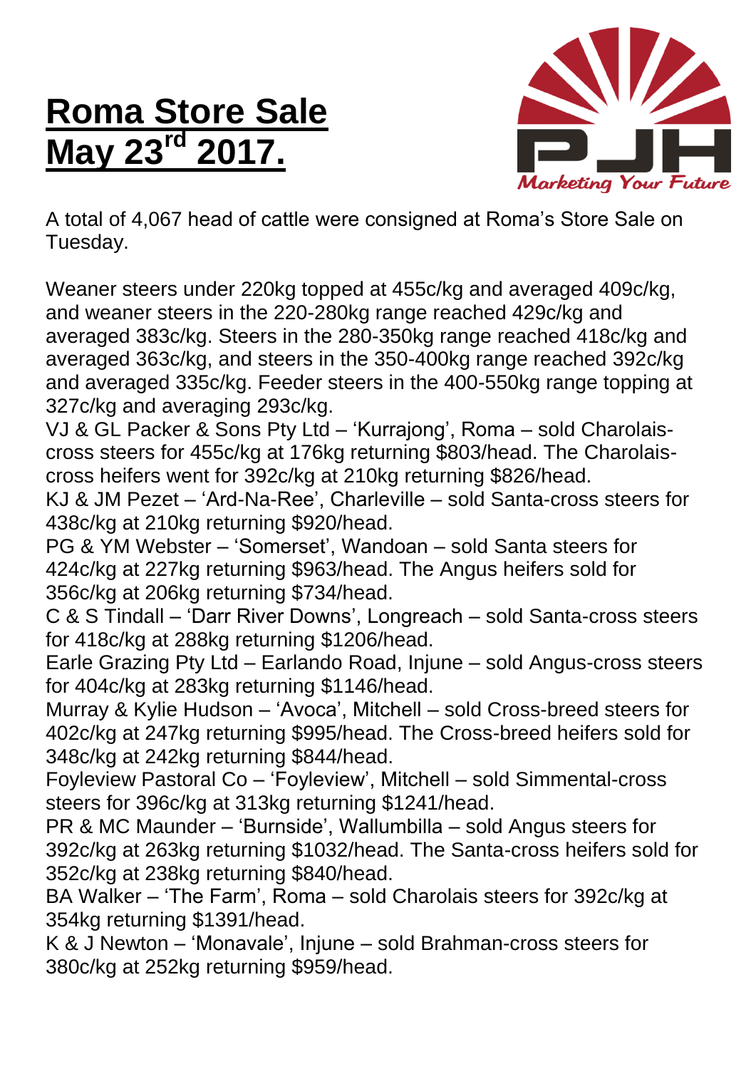# Roma Store Sale May 23rd 2017.

A total of 4,067 head of cattle were consigned at Roma's Store Sale on Tuesday.

Weaner steers under 220kg topped at 455c/kg and averaged 409c/kg, and weaner steers in the 220-280kg range reached 429c/kg and averaged 383c/kg. Steers in the 280-350kg range reached 418c/kg and averaged 363c/kg, and steers in the 350-400kg range reached 392c/kg and averaged 335c/kg. Feeder steers in the 400-550kg range topping at 327c/kg and averaging 293c/kg.

VJ & GL Packer & Sons Pty Ltd – 'Kurrajong', Roma – sold Charolais-cross steers for 455c/kg at 176kg returning $803/head. The Charolais-cross heifers went for 392c/kg at 210kg returning $826/head.

KJ & JM Pezet – 'Ard-Na-Ree', Charleville – sold Santa-cross steers for 438c/kg at 210kg returning $920/head.

PG & YM Webster – 'Somerset', Wandoan – sold Santa steers for 424c/kg at 227kg returning $963/head. The Angus heifers sold for 356c/kg at 206kg returning $734/head.

C & S Tindall – 'Darr River Downs', Longreach – sold Santa-cross steers for 418c/kg at 288kg returning $1206/head.

Earle Grazing Pty Ltd – Earlando Road, Injune – sold Angus-cross steers for 404c/kg at 283kg returning $1146/head.

Murray & Kylie Hudson – 'Avoca', Mitchell – sold Cross-breed steers for 402c/kg at 247kg returning $995/head. The Cross-breed heifers sold for 348c/kg at 242kg returning $844/head.

Foyleview Pastoral Co – 'Foyleview', Mitchell – sold Simmental-cross steers for 396c/kg at 313kg returning $1241/head.

PR & MC Maunder – 'Burnside', Wallumbilla – sold Angus steers for 392c/kg at 263kg returning $1032/head. The Santa-cross heifers sold for 352c/kg at 238kg returning $840/head.

BA Walker – 'The Farm', Roma – sold Charolais steers for 392c/kg at 354kg returning $1391/head.

K & J Newton – 'Monavale', Injune – sold Brahman-cross steers for 380c/kg at 252kg returning $959/head.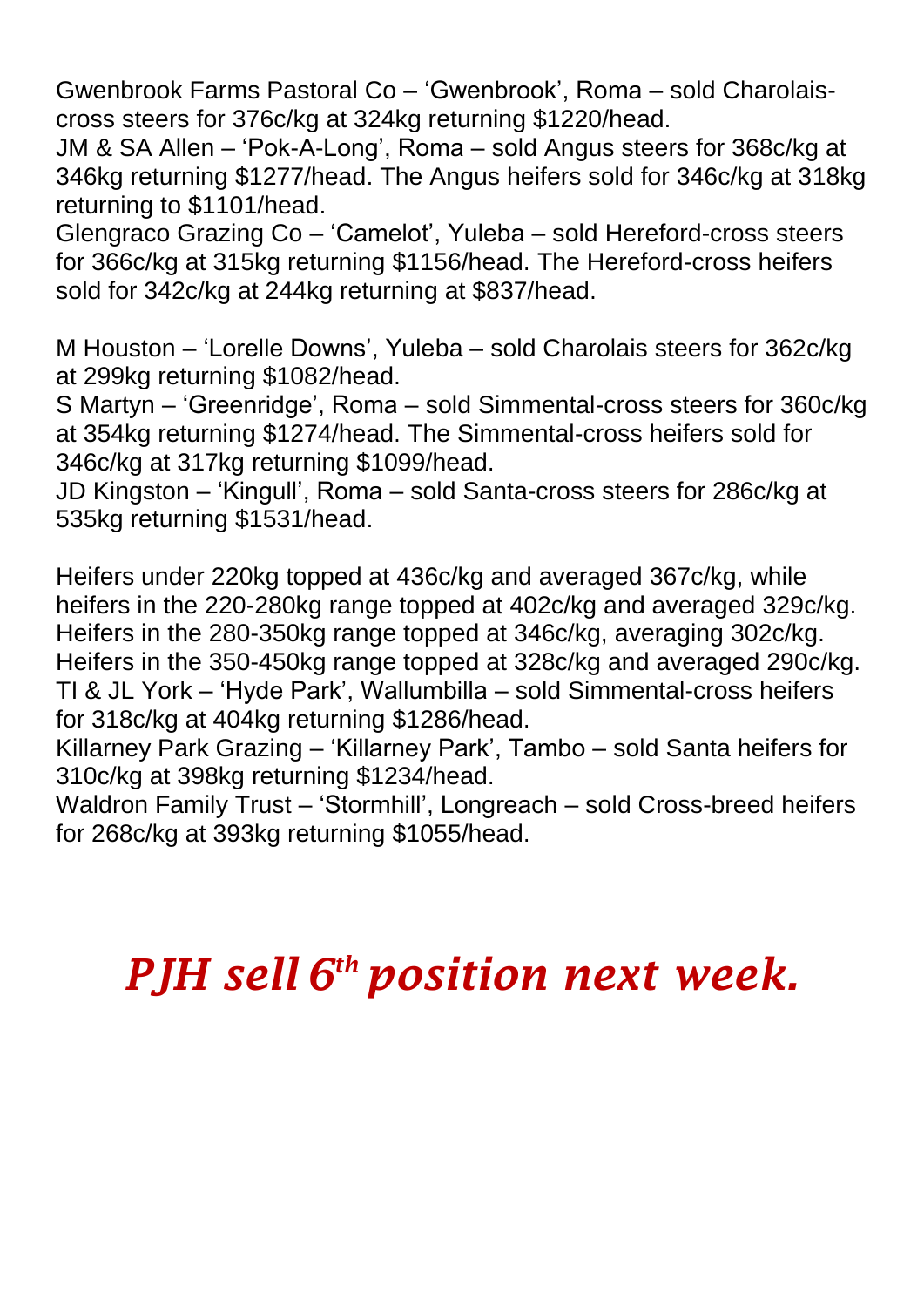Gwenbrook Farms Pastoral Co – 'Gwenbrook', Roma – sold Charolais-cross steers for 376c/kg at 324kg returning $1220/head.
JM & SA Allen – 'Pok-A-Long', Roma – sold Angus steers for 368c/kg at 346kg returning $1277/head. The Angus heifers sold for 346c/kg at 318kg returning to $1101/head.
Glengraco Grazing Co – 'Camelot', Yuleba – sold Hereford-cross steers for 366c/kg at 315kg returning $1156/head. The Hereford-cross heifers sold for 342c/kg at 244kg returning at $837/head.

M Houston – 'Lorelle Downs', Yuleba – sold Charolais steers for 362c/kg at 299kg returning $1082/head.
S Martyn – 'Greenridge', Roma – sold Simmental-cross steers for 360c/kg at 354kg returning $1274/head. The Simmental-cross heifers sold for 346c/kg at 317kg returning $1099/head.
JD Kingston – 'Kingull', Roma – sold Santa-cross steers for 286c/kg at 535kg returning $1531/head.

Heifers under 220kg topped at 436c/kg and averaged 367c/kg, while heifers in the 220-280kg range topped at 402c/kg and averaged 329c/kg. Heifers in the 280-350kg range topped at 346c/kg, averaging 302c/kg. Heifers in the 350-450kg range topped at 328c/kg and averaged 290c/kg.
TI & JL York – 'Hyde Park', Wallumbilla – sold Simmental-cross heifers for 318c/kg at 404kg returning $1286/head.
Killarney Park Grazing – 'Killarney Park', Tambo – sold Santa heifers for 310c/kg at 398kg returning $1234/head.
Waldron Family Trust – 'Stormhill', Longreach – sold Cross-breed heifers for 268c/kg at 393kg returning $1055/head.

***PJH sell 6th position next week.***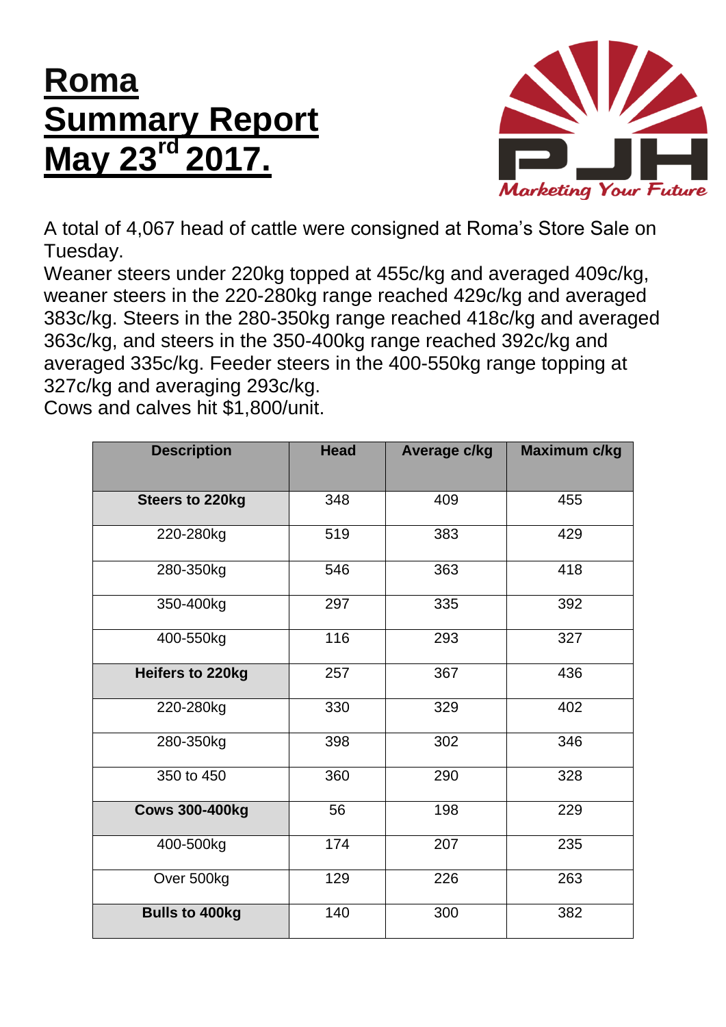# Roma Summary Report May 23rd 2017.

A total of 4,067 head of cattle were consigned at Roma's Store Sale on Tuesday.

Weaner steers under 220kg topped at 455c/kg and averaged 409c/kg, weaner steers in the 220-280kg range reached 429c/kg and averaged 383c/kg. Steers in the 280-350kg range reached 418c/kg and averaged 363c/kg, and steers in the 350-400kg range reached 392c/kg and averaged 335c/kg. Feeder steers in the 400-550kg range topping at 327c/kg and averaging 293c/kg.

Cows and calves hit $1,800/unit.

| Description | Head | Average c/kg | Maximum c/kg |
|---|---|---|---|
| **Steers to 220kg** | 348 | 409 | 455 |
| 220-280kg | 519 | 383 | 429 |
| 280-350kg | 546 | 363 | 418 |
| 350-400kg | 297 | 335 | 392 |
| 400-550kg | 116 | 293 | 327 |
| **Heifers to 220kg** | 257 | 367 | 436 |
| 220-280kg | 330 | 329 | 402 |
| 280-350kg | 398 | 302 | 346 |
| 350 to 450 | 360 | 290 | 328 |
| **Cows 300-400kg** | 56 | 198 | 229 |
| 400-500kg | 174 | 207 | 235 |
| Over 500kg | 129 | 226 | 263 |
| **Bulls to 400kg** | 140 | 300 | 382 |